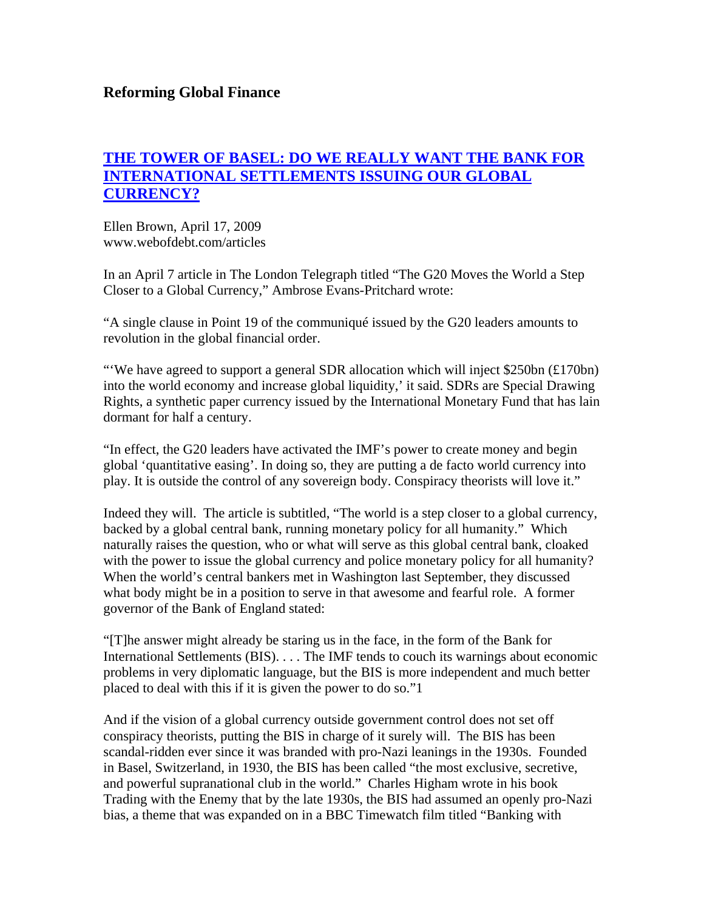## Reforming Global Finance

### [THE TOWER OF BASEL: DO WE REALLY WANT THE BANK FOR INTERNATIONAL SETTLEMENTS ISSUING OUR GLOBAL CURRENCY?]()

Ellen Brown, April 17, 2009
www.webofdebt.com/articles

In an April 7 article in The London Telegraph titled "The G20 Moves the World a Step Closer to a Global Currency," Ambrose Evans-Pritchard wrote:

"A single clause in Point 19 of the communiqué issued by the G20 leaders amounts to revolution in the global financial order.

"'We have agreed to support a general SDR allocation which will inject $250bn (£170bn) into the world economy and increase global liquidity,' it said. SDRs are Special Drawing Rights, a synthetic paper currency issued by the International Monetary Fund that has lain dormant for half a century.

"In effect, the G20 leaders have activated the IMF's power to create money and begin global 'quantitative easing'. In doing so, they are putting a de facto world currency into play. It is outside the control of any sovereign body. Conspiracy theorists will love it."

Indeed they will. The article is subtitled, "The world is a step closer to a global currency, backed by a global central bank, running monetary policy for all humanity." Which naturally raises the question, who or what will serve as this global central bank, cloaked with the power to issue the global currency and police monetary policy for all humanity? When the world's central bankers met in Washington last September, they discussed what body might be in a position to serve in that awesome and fearful role. A former governor of the Bank of England stated:

"[T]he answer might already be staring us in the face, in the form of the Bank for International Settlements (BIS). . . . The IMF tends to couch its warnings about economic problems in very diplomatic language, but the BIS is more independent and much better placed to deal with this if it is given the power to do so."[1]

And if the vision of a global currency outside government control does not set off conspiracy theorists, putting the BIS in charge of it surely will. The BIS has been scandal-ridden ever since it was branded with pro-Nazi leanings in the 1930s. Founded in Basel, Switzerland, in 1930, the BIS has been called "the most exclusive, secretive, and powerful supranational club in the world." Charles Higham wrote in his book Trading with the Enemy that by the late 1930s, the BIS had assumed an openly pro-Nazi bias, a theme that was expanded on in a BBC Timewatch film titled "Banking with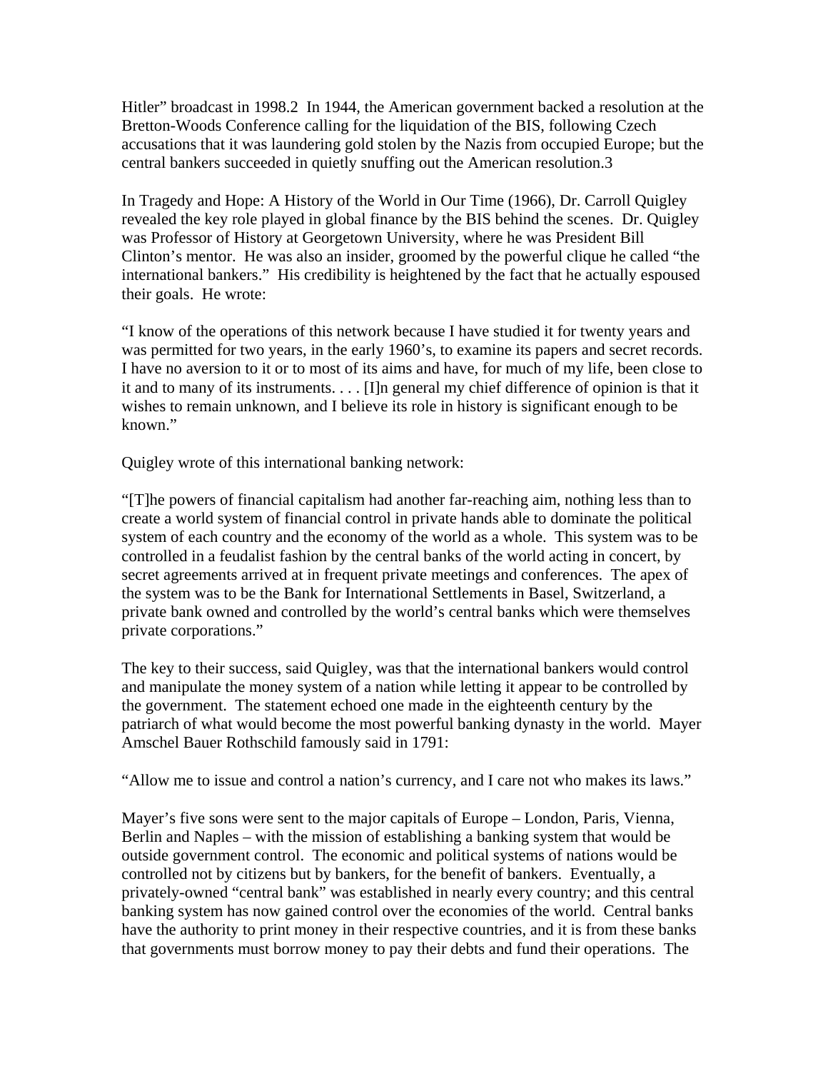Hitler" broadcast in 1998.[2] In 1944, the American government backed a resolution at the Bretton-Woods Conference calling for the liquidation of the BIS, following Czech accusations that it was laundering gold stolen by the Nazis from occupied Europe; but the central bankers succeeded in quietly snuffing out the American resolution.[3]

In Tragedy and Hope: A History of the World in Our Time (1966), Dr. Carroll Quigley revealed the key role played in global finance by the BIS behind the scenes. Dr. Quigley was Professor of History at Georgetown University, where he was President Bill Clinton's mentor. He was also an insider, groomed by the powerful clique he called "the international bankers." His credibility is heightened by the fact that he actually espoused their goals. He wrote:

"I know of the operations of this network because I have studied it for twenty years and was permitted for two years, in the early 1960's, to examine its papers and secret records. I have no aversion to it or to most of its aims and have, for much of my life, been close to it and to many of its instruments. . . . [I]n general my chief difference of opinion is that it wishes to remain unknown, and I believe its role in history is significant enough to be known."

Quigley wrote of this international banking network:

"[T]he powers of financial capitalism had another far-reaching aim, nothing less than to create a world system of financial control in private hands able to dominate the political system of each country and the economy of the world as a whole. This system was to be controlled in a feudalist fashion by the central banks of the world acting in concert, by secret agreements arrived at in frequent private meetings and conferences. The apex of the system was to be the Bank for International Settlements in Basel, Switzerland, a private bank owned and controlled by the world's central banks which were themselves private corporations."

The key to their success, said Quigley, was that the international bankers would control and manipulate the money system of a nation while letting it appear to be controlled by the government. The statement echoed one made in the eighteenth century by the patriarch of what would become the most powerful banking dynasty in the world. Mayer Amschel Bauer Rothschild famously said in 1791:

"Allow me to issue and control a nation's currency, and I care not who makes its laws."

Mayer's five sons were sent to the major capitals of Europe – London, Paris, Vienna, Berlin and Naples – with the mission of establishing a banking system that would be outside government control. The economic and political systems of nations would be controlled not by citizens but by bankers, for the benefit of bankers. Eventually, a privately-owned "central bank" was established in nearly every country; and this central banking system has now gained control over the economies of the world. Central banks have the authority to print money in their respective countries, and it is from these banks that governments must borrow money to pay their debts and fund their operations. The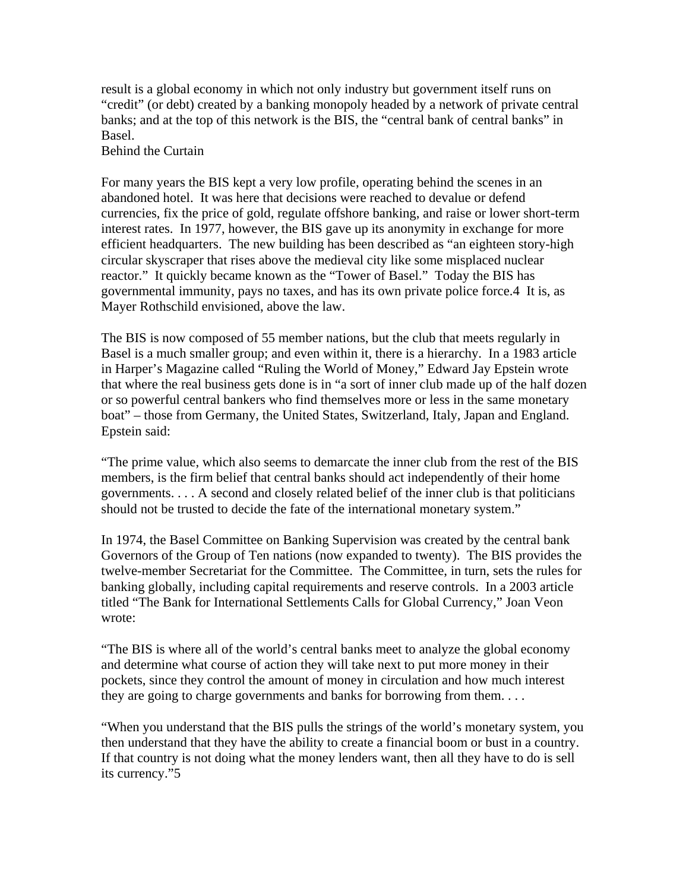result is a global economy in which not only industry but government itself runs on "credit" (or debt) created by a banking monopoly headed by a network of private central banks; and at the top of this network is the BIS, the "central bank of central banks" in Basel.

## Behind the Curtain

For many years the BIS kept a very low profile, operating behind the scenes in an abandoned hotel. It was here that decisions were reached to devalue or defend currencies, fix the price of gold, regulate offshore banking, and raise or lower short-term interest rates. In 1977, however, the BIS gave up its anonymity in exchange for more efficient headquarters. The new building has been described as "an eighteen story-high circular skyscraper that rises above the medieval city like some misplaced nuclear reactor." It quickly became known as the "Tower of Basel." Today the BIS has governmental immunity, pays no taxes, and has its own private police force.4 It is, as Mayer Rothschild envisioned, above the law.

The BIS is now composed of 55 member nations, but the club that meets regularly in Basel is a much smaller group; and even within it, there is a hierarchy. In a 1983 article in Harper's Magazine called "Ruling the World of Money," Edward Jay Epstein wrote that where the real business gets done is in "a sort of inner club made up of the half dozen or so powerful central bankers who find themselves more or less in the same monetary boat" – those from Germany, the United States, Switzerland, Italy, Japan and England. Epstein said:

"The prime value, which also seems to demarcate the inner club from the rest of the BIS members, is the firm belief that central banks should act independently of their home governments. . . . A second and closely related belief of the inner club is that politicians should not be trusted to decide the fate of the international monetary system."

In 1974, the Basel Committee on Banking Supervision was created by the central bank Governors of the Group of Ten nations (now expanded to twenty). The BIS provides the twelve-member Secretariat for the Committee. The Committee, in turn, sets the rules for banking globally, including capital requirements and reserve controls. In a 2003 article titled "The Bank for International Settlements Calls for Global Currency," Joan Veon wrote:

"The BIS is where all of the world's central banks meet to analyze the global economy and determine what course of action they will take next to put more money in their pockets, since they control the amount of money in circulation and how much interest they are going to charge governments and banks for borrowing from them. . . .

"When you understand that the BIS pulls the strings of the world's monetary system, you then understand that they have the ability to create a financial boom or bust in a country. If that country is not doing what the money lenders want, then all they have to do is sell its currency."5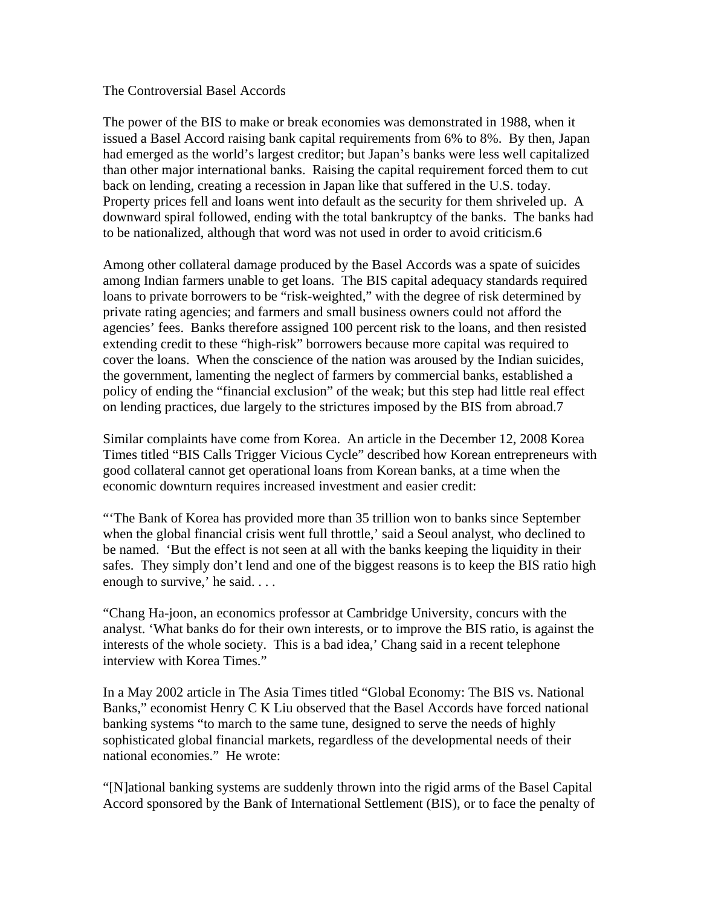## The Controversial Basel Accords

The power of the BIS to make or break economies was demonstrated in 1988, when it issued a Basel Accord raising bank capital requirements from 6% to 8%. By then, Japan had emerged as the world's largest creditor; but Japan's banks were less well capitalized than other major international banks. Raising the capital requirement forced them to cut back on lending, creating a recession in Japan like that suffered in the U.S. today. Property prices fell and loans went into default as the security for them shriveled up. A downward spiral followed, ending with the total bankruptcy of the banks. The banks had to be nationalized, although that word was not used in order to avoid criticism.6

Among other collateral damage produced by the Basel Accords was a spate of suicides among Indian farmers unable to get loans. The BIS capital adequacy standards required loans to private borrowers to be "risk-weighted," with the degree of risk determined by private rating agencies; and farmers and small business owners could not afford the agencies' fees. Banks therefore assigned 100 percent risk to the loans, and then resisted extending credit to these "high-risk" borrowers because more capital was required to cover the loans. When the conscience of the nation was aroused by the Indian suicides, the government, lamenting the neglect of farmers by commercial banks, established a policy of ending the "financial exclusion" of the weak; but this step had little real effect on lending practices, due largely to the strictures imposed by the BIS from abroad.7

Similar complaints have come from Korea. An article in the December 12, 2008 Korea Times titled "BIS Calls Trigger Vicious Cycle" described how Korean entrepreneurs with good collateral cannot get operational loans from Korean banks, at a time when the economic downturn requires increased investment and easier credit:

"'The Bank of Korea has provided more than 35 trillion won to banks since September when the global financial crisis went full throttle,' said a Seoul analyst, who declined to be named. 'But the effect is not seen at all with the banks keeping the liquidity in their safes. They simply don't lend and one of the biggest reasons is to keep the BIS ratio high enough to survive,' he said. . . .

"Chang Ha-joon, an economics professor at Cambridge University, concurs with the analyst. 'What banks do for their own interests, or to improve the BIS ratio, is against the interests of the whole society. This is a bad idea,' Chang said in a recent telephone interview with Korea Times."

In a May 2002 article in The Asia Times titled "Global Economy: The BIS vs. National Banks," economist Henry C K Liu observed that the Basel Accords have forced national banking systems "to march to the same tune, designed to serve the needs of highly sophisticated global financial markets, regardless of the developmental needs of their national economies." He wrote:

"[N]ational banking systems are suddenly thrown into the rigid arms of the Basel Capital Accord sponsored by the Bank of International Settlement (BIS), or to face the penalty of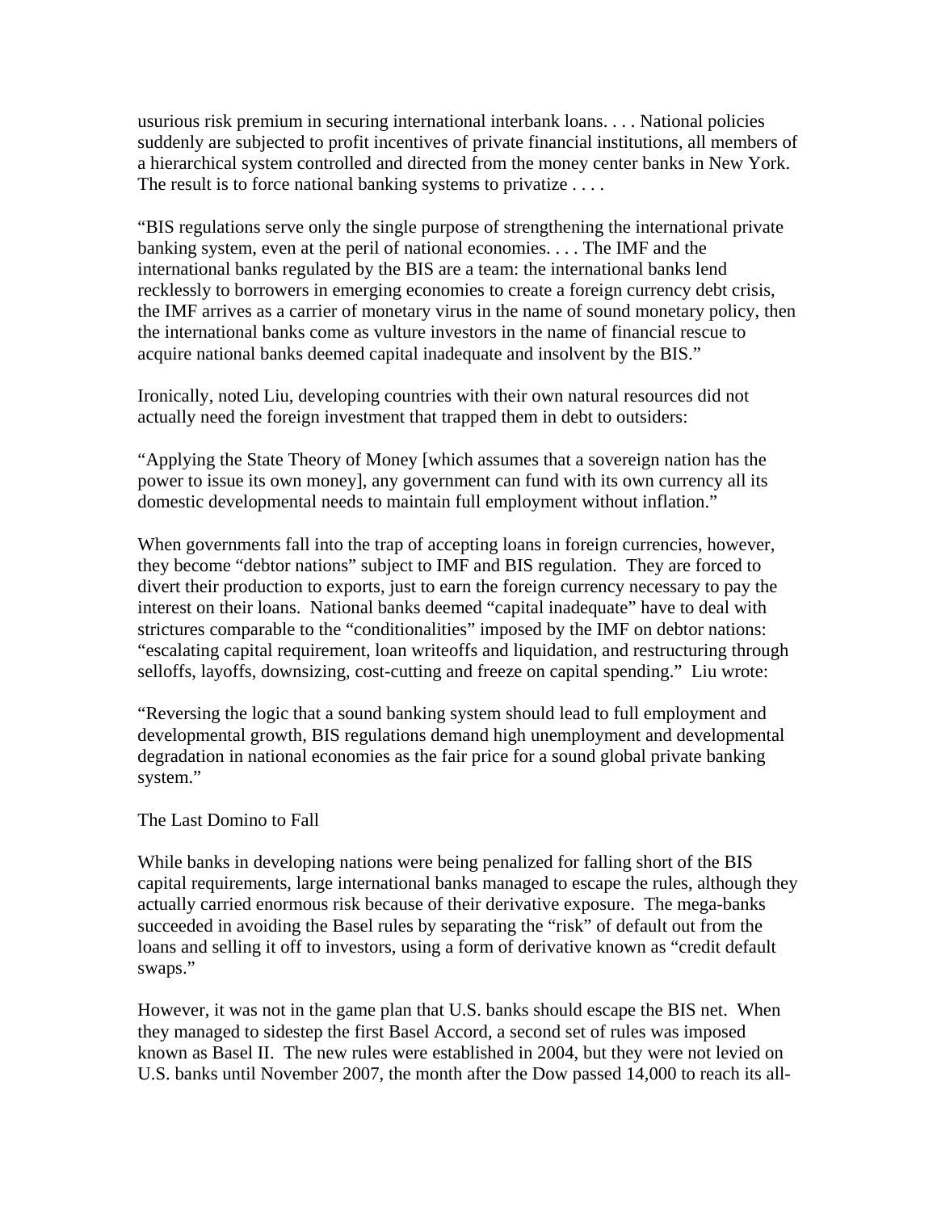usurious risk premium in securing international interbank loans. . . . National policies suddenly are subjected to profit incentives of private financial institutions, all members of a hierarchical system controlled and directed from the money center banks in New York. The result is to force national banking systems to privatize . . . .

"BIS regulations serve only the single purpose of strengthening the international private banking system, even at the peril of national economies. . . . The IMF and the international banks regulated by the BIS are a team: the international banks lend recklessly to borrowers in emerging economies to create a foreign currency debt crisis, the IMF arrives as a carrier of monetary virus in the name of sound monetary policy, then the international banks come as vulture investors in the name of financial rescue to acquire national banks deemed capital inadequate and insolvent by the BIS."

Ironically, noted Liu, developing countries with their own natural resources did not actually need the foreign investment that trapped them in debt to outsiders:

"Applying the State Theory of Money [which assumes that a sovereign nation has the power to issue its own money], any government can fund with its own currency all its domestic developmental needs to maintain full employment without inflation."

When governments fall into the trap of accepting loans in foreign currencies, however, they become "debtor nations" subject to IMF and BIS regulation. They are forced to divert their production to exports, just to earn the foreign currency necessary to pay the interest on their loans. National banks deemed "capital inadequate" have to deal with strictures comparable to the "conditionalities" imposed by the IMF on debtor nations: "escalating capital requirement, loan writeoffs and liquidation, and restructuring through selloffs, layoffs, downsizing, cost-cutting and freeze on capital spending." Liu wrote:

"Reversing the logic that a sound banking system should lead to full employment and developmental growth, BIS regulations demand high unemployment and developmental degradation in national economies as the fair price for a sound global private banking system."

## The Last Domino to Fall

While banks in developing nations were being penalized for falling short of the BIS capital requirements, large international banks managed to escape the rules, although they actually carried enormous risk because of their derivative exposure. The mega-banks succeeded in avoiding the Basel rules by separating the "risk" of default out from the loans and selling it off to investors, using a form of derivative known as "credit default swaps."

However, it was not in the game plan that U.S. banks should escape the BIS net. When they managed to sidestep the first Basel Accord, a second set of rules was imposed known as Basel II. The new rules were established in 2004, but they were not levied on U.S. banks until November 2007, the month after the Dow passed 14,000 to reach its all-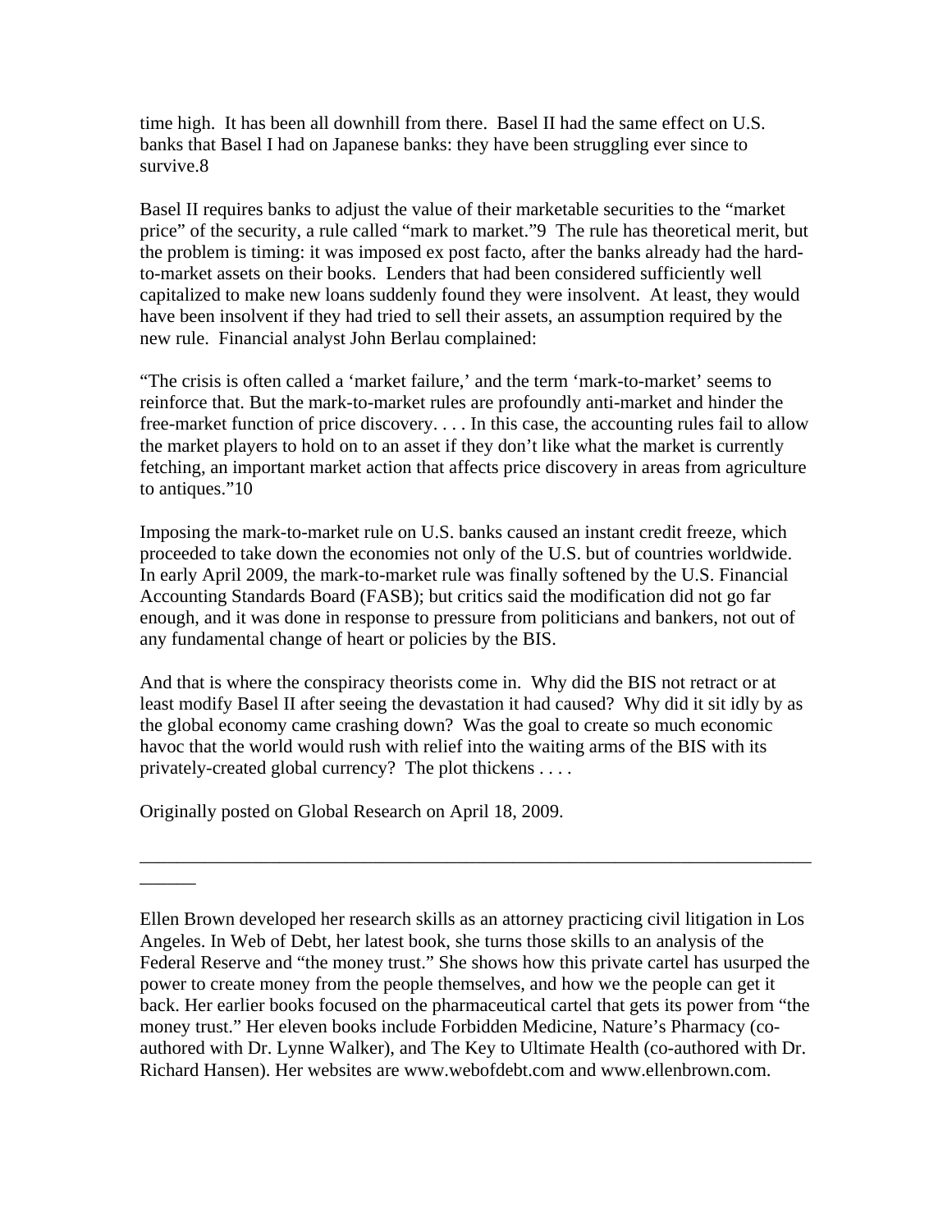time high. It has been all downhill from there. Basel II had the same effect on U.S. banks that Basel I had on Japanese banks: they have been struggling ever since to survive.8

Basel II requires banks to adjust the value of their marketable securities to the "market price" of the security, a rule called "mark to market."9 The rule has theoretical merit, but the problem is timing: it was imposed ex post facto, after the banks already had the hard-to-market assets on their books. Lenders that had been considered sufficiently well capitalized to make new loans suddenly found they were insolvent. At least, they would have been insolvent if they had tried to sell their assets, an assumption required by the new rule. Financial analyst John Berlau complained:

"The crisis is often called a 'market failure,' and the term 'mark-to-market' seems to reinforce that. But the mark-to-market rules are profoundly anti-market and hinder the free-market function of price discovery. . . . In this case, the accounting rules fail to allow the market players to hold on to an asset if they don't like what the market is currently fetching, an important market action that affects price discovery in areas from agriculture to antiques."10

Imposing the mark-to-market rule on U.S. banks caused an instant credit freeze, which proceeded to take down the economies not only of the U.S. but of countries worldwide. In early April 2009, the mark-to-market rule was finally softened by the U.S. Financial Accounting Standards Board (FASB); but critics said the modification did not go far enough, and it was done in response to pressure from politicians and bankers, not out of any fundamental change of heart or policies by the BIS.

And that is where the conspiracy theorists come in. Why did the BIS not retract or at least modify Basel II after seeing the devastation it had caused? Why did it sit idly by as the global economy came crashing down? Was the goal to create so much economic havoc that the world would rush with relief into the waiting arms of the BIS with its privately-created global currency? The plot thickens . . . .

Originally posted on Global Research on April 18, 2009.

---

Ellen Brown developed her research skills as an attorney practicing civil litigation in Los Angeles. In Web of Debt, her latest book, she turns those skills to an analysis of the Federal Reserve and "the money trust." She shows how this private cartel has usurped the power to create money from the people themselves, and how we the people can get it back. Her earlier books focused on the pharmaceutical cartel that gets its power from "the money trust." Her eleven books include Forbidden Medicine, Nature's Pharmacy (co-authored with Dr. Lynne Walker), and The Key to Ultimate Health (co-authored with Dr. Richard Hansen). Her websites are www.webofdebt.com and www.ellenbrown.com.